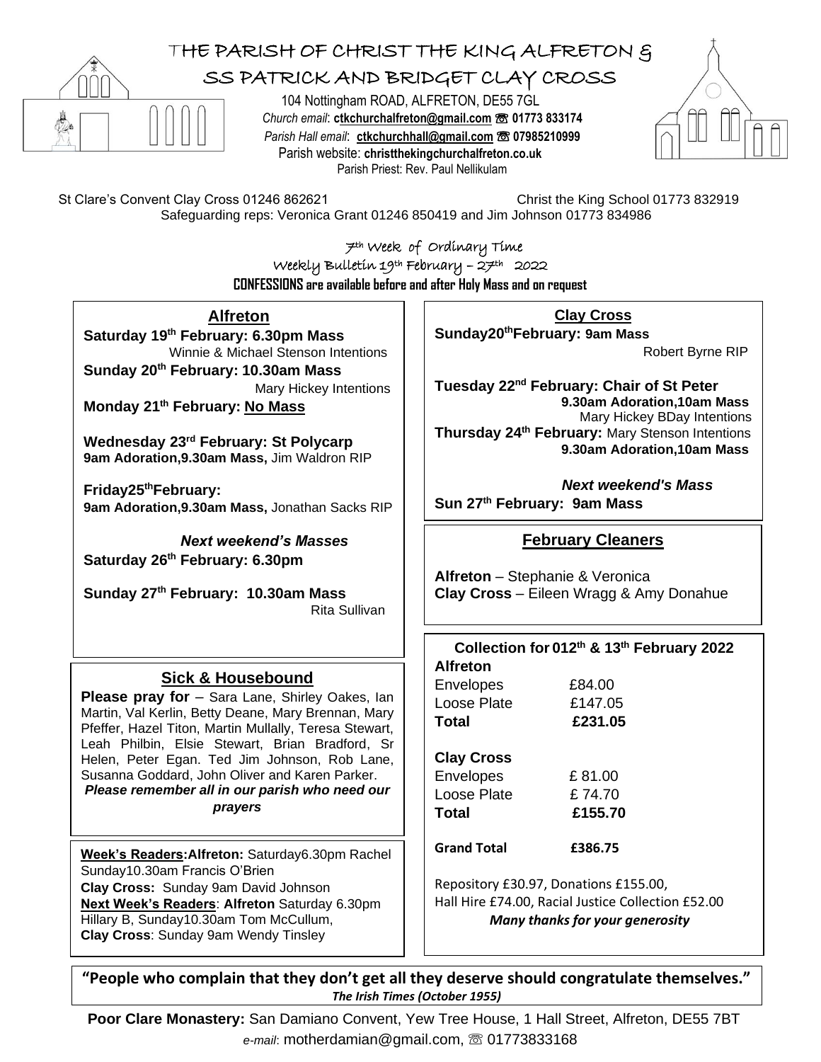# THE PARISH OF CHRIST THE KING ALFRETON & SS PATRICK AND BRIDGET CLAY CROSS

104 Nottingham ROAD, ALFRETON, DE55 7GL
*Church email*: **ctkchurchalfreton@gmail.com** ☏ **01773 833174**
*Parish Hall email*: **ctkchurchhall@gmail.com** ☏ **07985210999**
Parish website: **christthekingchurchalfreton.co.uk**
Parish Priest: Rev. Paul Nellikulam

St Clare's Convent Clay Cross 01246 862621 Christ the King School 01773 832919
Safeguarding reps: Veronica Grant 01246 850419 and Jim Johnson 01773 834986

7th Week of Ordinary Time
Weekly Bulletin 19th February – 27th 2022
**CONFESSIONS are available before and after Holy Mass and on request**

## Alfreton

**Saturday 19th February: 6.30pm Mass**
Winnie & Michael Stenson Intentions

**Sunday 20th February: 10.30am Mass**
Mary Hickey Intentions

**Monday 21th February: No Mass**

**Wednesday 23rd February: St Polycarp**
**9am Adoration,9.30am Mass,** Jim Waldron RIP

**Friday25thFebruary:**
**9am Adoration,9.30am Mass,** Jonathan Sacks RIP

***Next weekend's Masses***

**Saturday 26th February: 6.30pm**

**Sunday 27th February: 10.30am Mass**
Rita Sullivan

## Clay Cross

**Sunday20thFebruary: 9am Mass**
Robert Byrne RIP

**Tuesday 22nd February: Chair of St Peter**
**9.30am Adoration,10am Mass**
Mary Hickey BDay Intentions

**Thursday 24th February:** Mary Stenson Intentions
**9.30am Adoration,10am Mass**

***Next weekend's Mass***

**Sun 27th February: 9am Mass**

## February Cleaners

**Alfreton** – Stephanie & Veronica
**Clay Cross** – Eileen Wragg & Amy Donahue

## Sick & Housebound

**Please pray for** – Sara Lane, Shirley Oakes, Ian Martin, Val Kerlin, Betty Deane, Mary Brennan, Mary Pfeffer, Hazel Titon, Martin Mullally, Teresa Stewart, Leah Philbin, Elsie Stewart, Brian Bradford, Sr Helen, Peter Egan. Ted Jim Johnson, Rob Lane, Susanna Goddard, John Oliver and Karen Parker.
***Please remember all in our parish who need our prayers***

## Collection for 012th & 13th February 2022

| **Alfreton** | |
|---|---|
| Envelopes | £84.00 |
| Loose Plate | £147.05 |
| **Total** | **£231.05** |
| **Clay Cross** | |
| Envelopes | £ 81.00 |
| Loose Plate | £ 74.70 |
| **Total** | **£155.70** |
| **Grand Total** | **£386.75** |

Repository £30.97, Donations £155.00,
Hall Hire £74.00, Racial Justice Collection £52.00
***Many thanks for your generosity***

**Week's Readers:Alfreton:** Saturday6.30pm Rachel Sunday10.30am Francis O'Brien
**Clay Cross:** Sunday 9am David Johnson
**Next Week's Readers**: **Alfreton** Saturday 6.30pm Hillary B, Sunday10.30am Tom McCullum,
**Clay Cross**: Sunday 9am Wendy Tinsley

**"People who complain that they don't get all they deserve should congratulate themselves."**
***The Irish Times (October 1955)***

**Poor Clare Monastery:** San Damiano Convent, Yew Tree House, 1 Hall Street, Alfreton, DE55 7BT
*e-mail*: motherdamian@gmail.com, ☏ 01773833168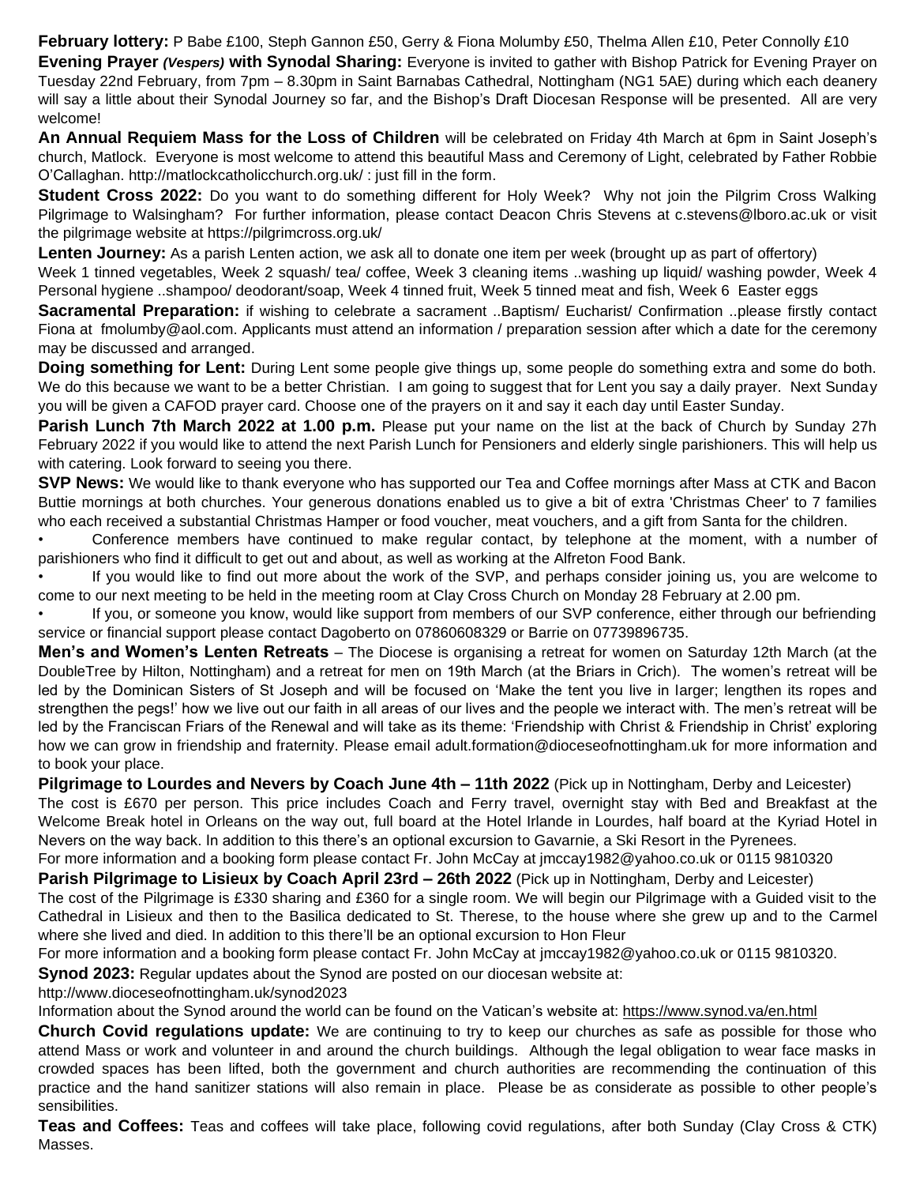**February lottery:** P Babe £100, Steph Gannon £50, Gerry & Fiona Molumby £50, Thelma Allen £10, Peter Connolly £10

**Evening Prayer *(Vespers)* with Synodal Sharing:** Everyone is invited to gather with Bishop Patrick for Evening Prayer on Tuesday 22nd February, from 7pm – 8.30pm in Saint Barnabas Cathedral, Nottingham (NG1 5AE) during which each deanery will say a little about their Synodal Journey so far, and the Bishop's Draft Diocesan Response will be presented. All are very welcome!

**An Annual Requiem Mass for the Loss of Children** will be celebrated on Friday 4th March at 6pm in Saint Joseph's church, Matlock. Everyone is most welcome to attend this beautiful Mass and Ceremony of Light, celebrated by Father Robbie O'Callaghan. http://matlockcatholicchurch.org.uk/ : just fill in the form.

**Student Cross 2022:** Do you want to do something different for Holy Week? Why not join the Pilgrim Cross Walking Pilgrimage to Walsingham? For further information, please contact Deacon Chris Stevens at c.stevens@lboro.ac.uk or visit the pilgrimage website at https://pilgrimcross.org.uk/

**Lenten Journey:** As a parish Lenten action, we ask all to donate one item per week (brought up as part of offertory)
Week 1 tinned vegetables, Week 2 squash/ tea/ coffee, Week 3 cleaning items ..washing up liquid/ washing powder, Week 4 Personal hygiene ..shampoo/ deodorant/soap, Week 4 tinned fruit, Week 5 tinned meat and fish, Week 6 Easter eggs

**Sacramental Preparation:** if wishing to celebrate a sacrament ..Baptism/ Eucharist/ Confirmation ..please firstly contact Fiona at fmolumby@aol.com. Applicants must attend an information / preparation session after which a date for the ceremony may be discussed and arranged.

**Doing something for Lent:** During Lent some people give things up, some people do something extra and some do both. We do this because we want to be a better Christian. I am going to suggest that for Lent you say a daily prayer. Next Sunday you will be given a CAFOD prayer card. Choose one of the prayers on it and say it each day until Easter Sunday.

**Parish Lunch 7th March 2022 at 1.00 p.m.** Please put your name on the list at the back of Church by Sunday 27h February 2022 if you would like to attend the next Parish Lunch for Pensioners and elderly single parishioners. This will help us with catering. Look forward to seeing you there.

**SVP News:** We would like to thank everyone who has supported our Tea and Coffee mornings after Mass at CTK and Bacon Buttie mornings at both churches. Your generous donations enabled us to give a bit of extra 'Christmas Cheer' to 7 families who each received a substantial Christmas Hamper or food voucher, meat vouchers, and a gift from Santa for the children.

- Conference members have continued to make regular contact, by telephone at the moment, with a number of parishioners who find it difficult to get out and about, as well as working at the Alfreton Food Bank.
- If you would like to find out more about the work of the SVP, and perhaps consider joining us, you are welcome to come to our next meeting to be held in the meeting room at Clay Cross Church on Monday 28 February at 2.00 pm.
- If you, or someone you know, would like support from members of our SVP conference, either through our befriending service or financial support please contact Dagoberto on 07860608329 or Barrie on 07739896735.

**Men's and Women's Lenten Retreats** – The Diocese is organising a retreat for women on Saturday 12th March (at the DoubleTree by Hilton, Nottingham) and a retreat for men on 19th March (at the Briars in Crich). The women's retreat will be led by the Dominican Sisters of St Joseph and will be focused on 'Make the tent you live in larger; lengthen its ropes and strengthen the pegs!' how we live out our faith in all areas of our lives and the people we interact with. The men's retreat will be led by the Franciscan Friars of the Renewal and will take as its theme: 'Friendship with Christ & Friendship in Christ' exploring how we can grow in friendship and fraternity. Please email adult.formation@dioceseofnottingham.uk for more information and to book your place.

**Pilgrimage to Lourdes and Nevers by Coach June 4th – 11th 2022** (Pick up in Nottingham, Derby and Leicester)
The cost is £670 per person. This price includes Coach and Ferry travel, overnight stay with Bed and Breakfast at the Welcome Break hotel in Orleans on the way out, full board at the Hotel Irlande in Lourdes, half board at the Kyriad Hotel in Nevers on the way back. In addition to this there's an optional excursion to Gavarnie, a Ski Resort in the Pyrenees.
For more information and a booking form please contact Fr. John McCay at jmccay1982@yahoo.co.uk or 0115 9810320

**Parish Pilgrimage to Lisieux by Coach April 23rd – 26th 2022** (Pick up in Nottingham, Derby and Leicester)
The cost of the Pilgrimage is £330 sharing and £360 for a single room. We will begin our Pilgrimage with a Guided visit to the Cathedral in Lisieux and then to the Basilica dedicated to St. Therese, to the house where she grew up and to the Carmel where she lived and died. In addition to this there'll be an optional excursion to Hon Fleur
For more information and a booking form please contact Fr. John McCay at jmccay1982@yahoo.co.uk or 0115 9810320.

**Synod 2023:** Regular updates about the Synod are posted on our diocesan website at:
http://www.dioceseofnottingham.uk/synod2023
Information about the Synod around the world can be found on the Vatican's website at: https://www.synod.va/en.html

**Church Covid regulations update:** We are continuing to try to keep our churches as safe as possible for those who attend Mass or work and volunteer in and around the church buildings. Although the legal obligation to wear face masks in crowded spaces has been lifted, both the government and church authorities are recommending the continuation of this practice and the hand sanitizer stations will also remain in place. Please be as considerate as possible to other people's sensibilities.

**Teas and Coffees:** Teas and coffees will take place, following covid regulations, after both Sunday (Clay Cross & CTK) Masses.